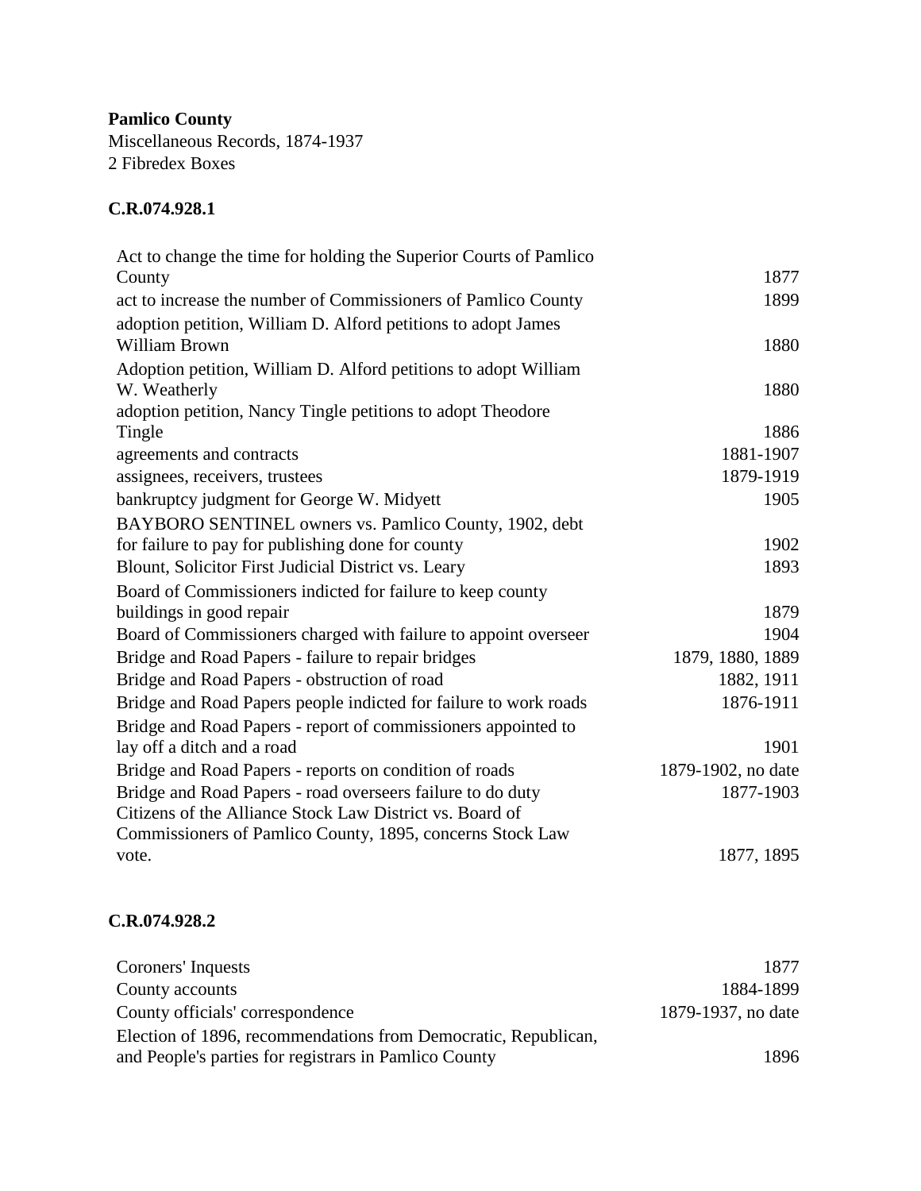**Pamlico County**
Miscellaneous Records, 1874-1937
2 Fibredex Boxes

**C.R.074.928.1**

| | |
|---|---|
| Act to change the time for holding the Superior Courts of Pamlico County | 1877 |
| act to increase the number of Commissioners of Pamlico County | 1899 |
| adoption petition, William D. Alford petitions to adopt James William Brown | 1880 |
| Adoption petition, William D. Alford petitions to adopt William W. Weatherly | 1880 |
| adoption petition, Nancy Tingle petitions to adopt Theodore Tingle | 1886 |
| agreements and contracts | 1881-1907 |
| assignees, receivers, trustees | 1879-1919 |
| bankruptcy judgment for George W. Midyett | 1905 |
| BAYBORO SENTINEL owners vs. Pamlico County, 1902, debt for failure to pay for publishing done for county | 1902 |
| Blount, Solicitor First Judicial District vs. Leary | 1893 |
| Board of Commissioners indicted for failure to keep county buildings in good repair | 1879 |
| Board of Commissioners charged with failure to appoint overseer | 1904 |
| Bridge and Road Papers - failure to repair bridges | 1879, 1880, 1889 |
| Bridge and Road Papers - obstruction of road | 1882, 1911 |
| Bridge and Road Papers people indicted for failure to work roads | 1876-1911 |
| Bridge and Road Papers - report of commissioners appointed to lay off a ditch and a road | 1901 |
| Bridge and Road Papers - reports on condition of roads | 1879-1902, no date |
| Bridge and Road Papers - road overseers failure to do duty | 1877-1903 |
| Citizens of the Alliance Stock Law District vs. Board of Commissioners of Pamlico County, 1895, concerns Stock Law vote. | 1877, 1895 |

**C.R.074.928.2**

| | |
|---|---|
| Coroners' Inquests | 1877 |
| County accounts | 1884-1899 |
| County officials' correspondence | 1879-1937, no date |
| Election of 1896, recommendations from Democratic, Republican, and People's parties for registrars in Pamlico County | 1896 |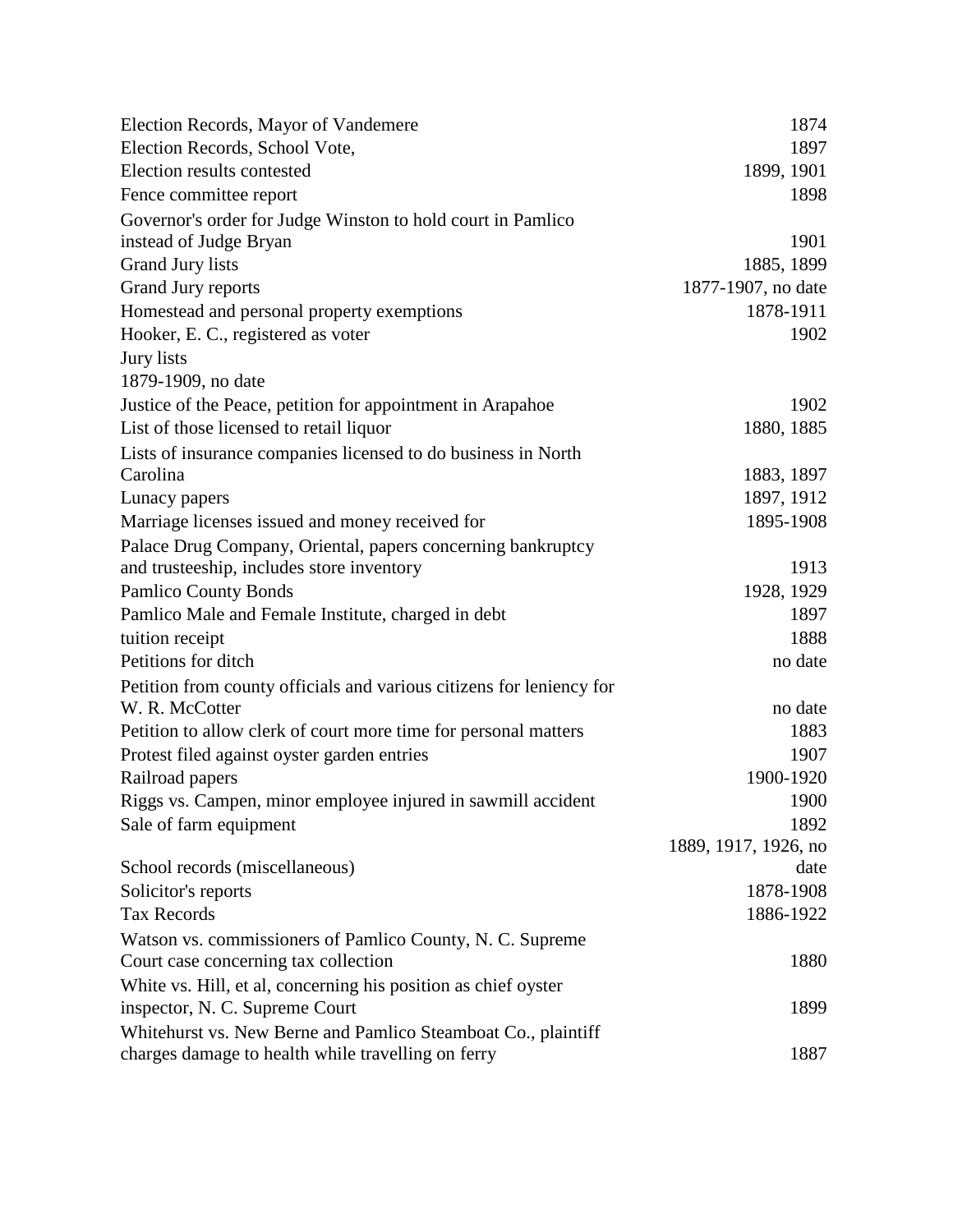| | |
|---|---|
| Election Records, Mayor of Vandemere | 1874 |
| Election Records, School Vote, | 1897 |
| Election results contested | 1899, 1901 |
| Fence committee report | 1898 |
| Governor's order for Judge Winston to hold court in Pamlico instead of Judge Bryan | 1901 |
| Grand Jury lists | 1885, 1899 |
| Grand Jury reports | 1877-1907, no date |
| Homestead and personal property exemptions | 1878-1911 |
| Hooker, E. C., registered as voter | 1902 |
| Jury lists | |
| 1879-1909, no date | |
| Justice of the Peace, petition for appointment in Arapahoe | 1902 |
| List of those licensed to retail liquor | 1880, 1885 |
| Lists of insurance companies licensed to do business in North Carolina | 1883, 1897 |
| Lunacy papers | 1897, 1912 |
| Marriage licenses issued and money received for | 1895-1908 |
| Palace Drug Company, Oriental, papers concerning bankruptcy and trusteeship, includes store inventory | 1913 |
| Pamlico County Bonds | 1928, 1929 |
| Pamlico Male and Female Institute, charged in debt | 1897 |
| tuition receipt | 1888 |
| Petitions for ditch | no date |
| Petition from county officials and various citizens for leniency for W. R. McCotter | no date |
| Petition to allow clerk of court more time for personal matters | 1883 |
| Protest filed against oyster garden entries | 1907 |
| Railroad papers | 1900-1920 |
| Riggs vs. Campen, minor employee injured in sawmill accident | 1900 |
| Sale of farm equipment | 1892 |
| School records (miscellaneous) | 1889, 1917, 1926, no date |
| Solicitor's reports | 1878-1908 |
| Tax Records | 1886-1922 |
| Watson vs. commissioners of Pamlico County, N. C. Supreme Court case concerning tax collection | 1880 |
| White vs. Hill, et al, concerning his position as chief oyster inspector, N. C. Supreme Court | 1899 |
| Whitehurst vs. New Berne and Pamlico Steamboat Co., plaintiff charges damage to health while travelling on ferry | 1887 |